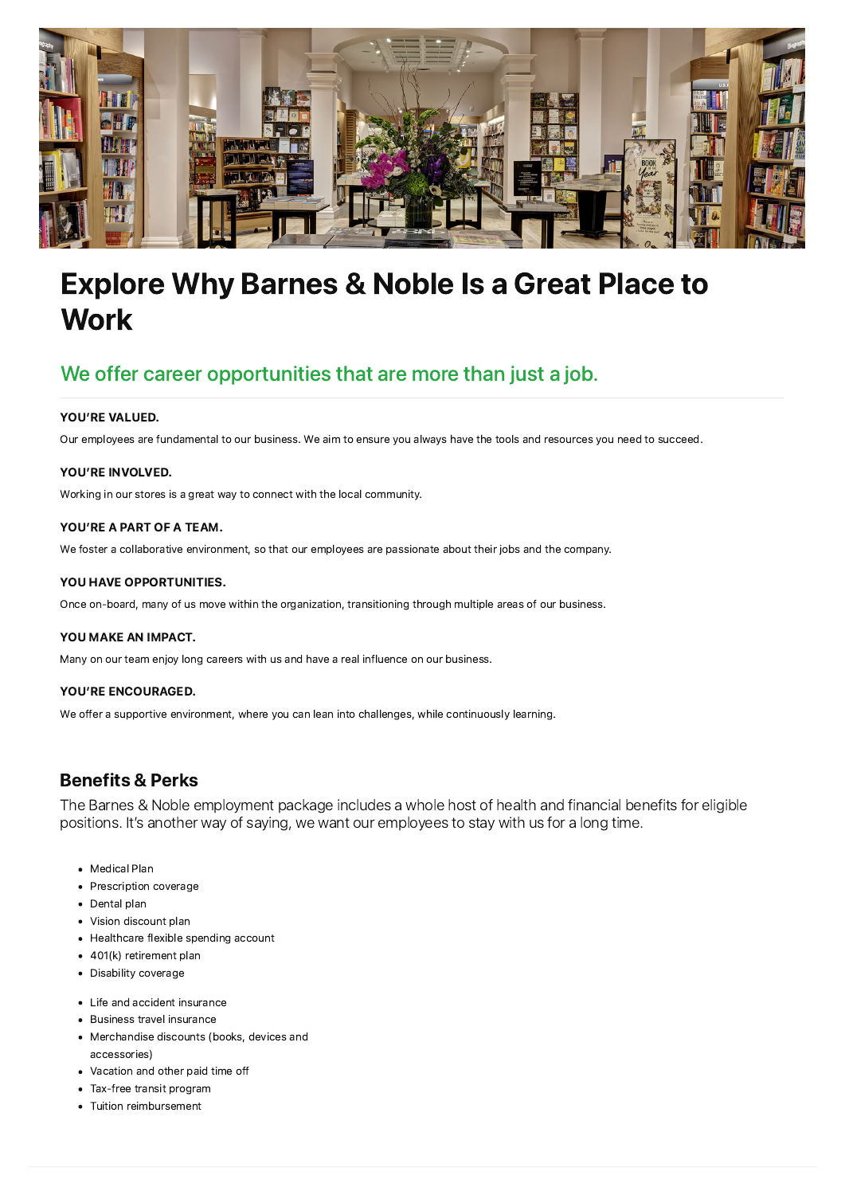# Explore Why Barnes & Noble Is a Great Place to Work

## We offer career opportunities that are more than just a job.

**YOU'RE VALUED.**

Our employees are fundamental to our business. We aim to ensure you always have the tools and resources you need to succeed.

**YOU'RE INVOLVED.**

Working in our stores is a great way to connect with the local community.

**YOU'RE A PART OF A TEAM.**

We foster a collaborative environment, so that our employees are passionate about their jobs and the company.

**YOU HAVE OPPORTUNITIES.**

Once on-board, many of us move within the organization, transitioning through multiple areas of our business.

**YOU MAKE AN IMPACT.**

Many on our team enjoy long careers with us and have a real influence on our business.

**YOU'RE ENCOURAGED.**

We offer a supportive environment, where you can lean into challenges, while continuously learning.

### Benefits & Perks

The Barnes & Noble employment package includes a whole host of health and financial benefits for eligible positions. It's another way of saying, we want our employees to stay with us for a long time.

- Medical Plan
- Prescription coverage
- Dental plan
- Vision discount plan
- Healthcare flexible spending account
- 401(k) retirement plan
- Disability coverage

- Life and accident insurance
- Business travel insurance
- Merchandise discounts (books, devices and accessories)
- Vacation and other paid time off
- Tax-free transit program
- Tuition reimbursement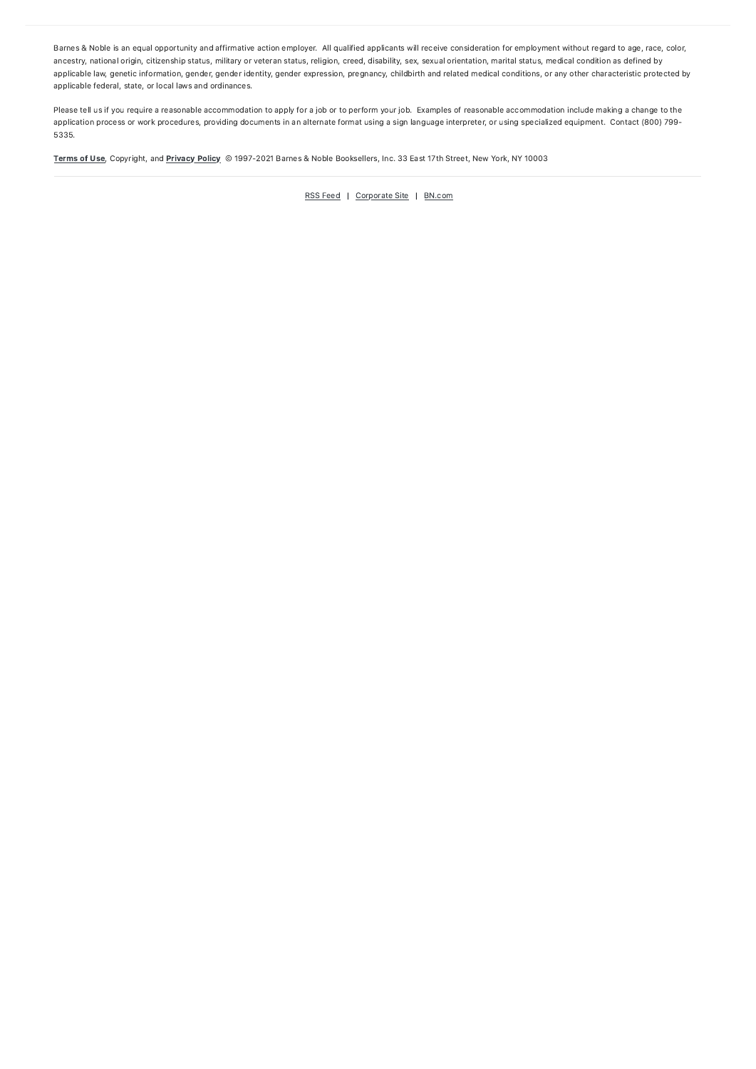Barnes & Noble is an equal opportunity and affirmative action employer. All qualified applicants will receive consideration for employment without regard to age, race, color, ancestry, national origin, citizenship status, military or veteran status, religion, creed, disability, sex, sexual orientation, marital status, medical condition as defined by applicable law, genetic information, gender, gender identity, gender expression, pregnancy, childbirth and related medical conditions, or any other characteristic protected by applicable federal, state, or local laws and ordinances.

Please tell us if you require a reasonable accommodation to apply for a job or to perform your job. Examples of reasonable accommodation include making a change to the application process or work procedures, providing documents in an alternate format using a sign language interpreter, or using specialized equipment. Contact (800) 799-5335.

**Terms of Use**, Copyright, and **Privacy Policy** © 1997-2021 Barnes & Noble Booksellers, Inc. 33 East 17th Street, New York, NY 10003

---

RSS Feed | Corporate Site | BN.com